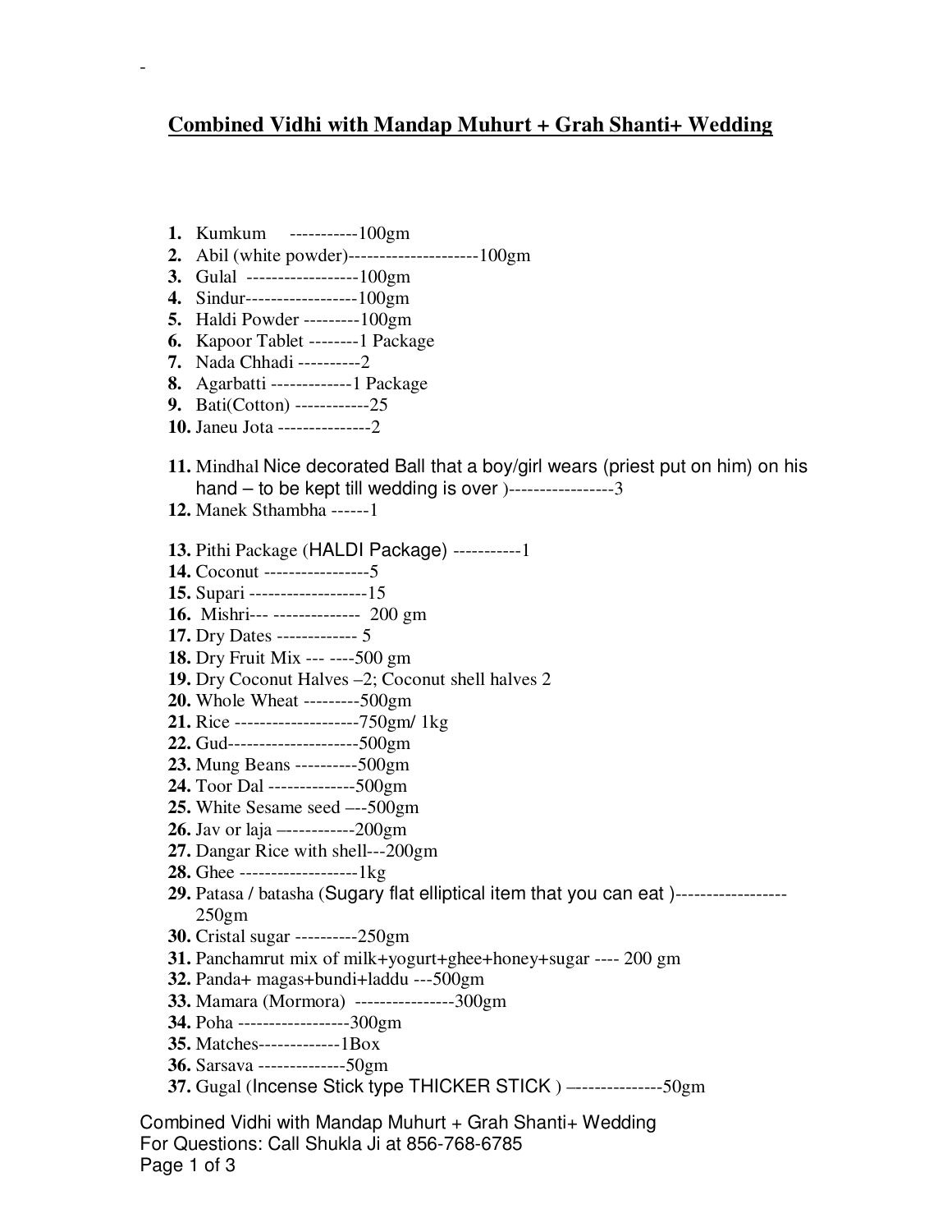## Combined Vidhi with Mandap Muhurt + Grah Shanti+ Wedding

1. Kumkum -----------100gm
2. Abil (white powder)---------------------100gm
3. Gulal ------------------100gm
4. Sindur------------------100gm
5. Haldi Powder ---------100gm
6. Kapoor Tablet --------1 Package
7. Nada Chhadi ----------2
8. Agarbatti -------------1 Package
9. Bati(Cotton) ------------25
10. Janeu Jota ---------------2
11. Mindhal Nice decorated Ball that a boy/girl wears (priest put on him) on his hand – to be kept till wedding is over )-----------------3
12. Manek Sthambha ------1
13. Pithi Package (HALDI Package) -----------1
14. Coconut -----------------5
15. Supari -------------------15
16. Mishri--- -------------- 200 gm
17. Dry Dates ------------- 5
18. Dry Fruit Mix --- ----500 gm
19. Dry Coconut Halves –2; Coconut shell halves 2
20. Whole Wheat ---------500gm
21. Rice --------------------750gm/ 1kg
22. Gud---------------------500gm
23. Mung Beans ----------500gm
24. Toor Dal --------------500gm
25. White Sesame seed –--500gm
26. Jav or laja –-----------200gm
27. Dangar Rice with shell---200gm
28. Ghee -------------------1kg
29. Patasa / batasha (Sugary flat elliptical item that you can eat )------------------ 250gm
30. Cristal sugar ----------250gm
31. Panchamrut mix of milk+yogurt+ghee+honey+sugar ---- 200 gm
32. Panda+ magas+bundi+laddu ---500gm
33. Mamara (Mormora) ----------------300gm
34. Poha ------------------300gm
35. Matches-------------1Box
36. Sarsava --------------50gm
37. Gugal (Incense Stick type THICKER STICK ) –--------------50gm

Combined Vidhi with Mandap Muhurt + Grah Shanti+ Wedding
For Questions: Call Shukla Ji at 856-768-6785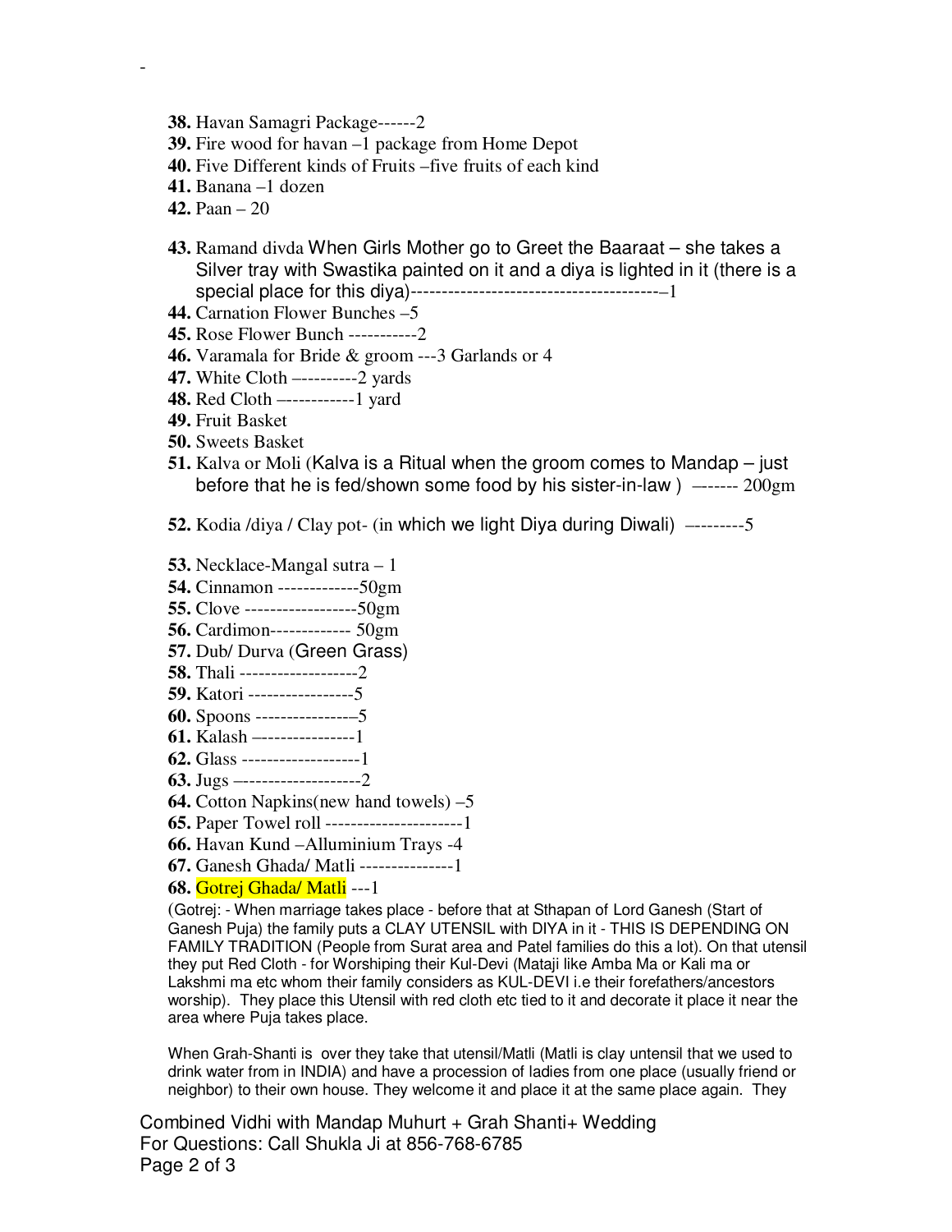38. **Havan Samagri Package------2**
39. Fire wood for havan –1 package from Home Depot
40. Five Different kinds of Fruits –five fruits of each kind
41. Banana –1 dozen
42. Paan – 20
43. Ramand divda When Girls Mother go to Greet the Baaraat – she takes a Silver tray with Swastika painted on it and a diya is lighted in it (there is a special place for this diya)-----------------------------------------–1
44. Carnation Flower Bunches –5
45. Rose Flower Bunch -----------2
46. Varamala for Bride & groom ---3 Garlands or 4
47. White Cloth ----------2 yards
48. Red Cloth ------------1 yard
49. Fruit Basket
50. Sweets Basket
51. Kalva or Moli (Kalva is a Ritual when the groom comes to Mandap – just before that he is fed/shown some food by his sister-in-law ) ------- 200gm
52. Kodia /diya / Clay pot- (in which we light Diya during Diwali) ---------5
53. Necklace-Mangal sutra – 1
54. Cinnamon -------------50gm
55. Clove ------------------50gm
56. Cardimon------------- 50gm
57. Dub/ Durva (Green Grass)
58. Thali -------------------2
59. Katori -----------------5
60. Spoons ----------------5
61. Kalash ----------------1
62. Glass -------------------1
63. Jugs --------------------2
64. Cotton Napkins(new hand towels) –5
65. Paper Towel roll ----------------------1
66. Havan Kund –Alluminium Trays -4
67. Ganesh Ghada/ Matli ---------------1
68. Gotrej Ghada/ Matli ---1

(Gotrej: - When marriage takes place - before that at Sthapan of Lord Ganesh (Start of Ganesh Puja) the family puts a CLAY UTENSIL with DIYA in it - THIS IS DEPENDING ON FAMILY TRADITION (People from Surat area and Patel families do this a lot). On that utensil they put Red Cloth - for Worshiping their Kul-Devi (Mataji like Amba Ma or Kali ma or Lakshmi ma etc whom their family considers as KUL-DEVI i.e their forefathers/ancestors worship). They place this Utensil with red cloth etc tied to it and decorate it place it near the area where Puja takes place.

When Grah-Shanti is over they take that utensil/Matli (Matli is clay untensil that we used to drink water from in INDIA) and have a procession of ladies from one place (usually friend or neighbor) to their own house. They welcome it and place it at the same place again. They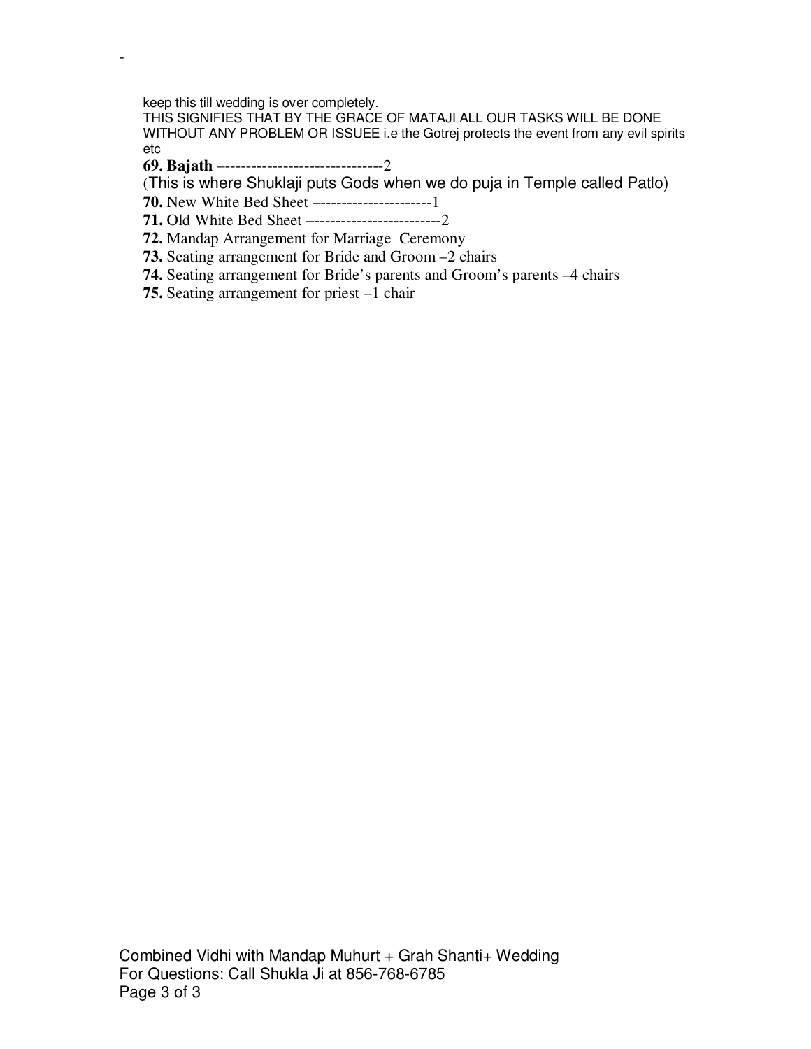-

keep this till wedding is over completely.
THIS SIGNIFIES THAT BY THE GRACE OF MATAJI ALL OUR TASKS WILL BE DONE WITHOUT ANY PROBLEM OR ISSUEE i.e the Gotrej protects the event from any evil spirits etc

**69. Bajath** --------------------------------2
(This is where Shuklaji puts Gods when we do puja in Temple called Patlo)

**70.** New White Bed Sheet ----------------------1

**71.** Old White Bed Sheet -------------------------2

**72.** Mandap Arrangement for Marriage Ceremony

**73.** Seating arrangement for Bride and Groom –2 chairs

**74.** Seating arrangement for Bride's parents and Groom's parents –4 chairs

**75.** Seating arrangement for priest –1 chair

Combined Vidhi with Mandap Muhurt + Grah Shanti+ Wedding
For Questions: Call Shukla Ji at 856-768-6785